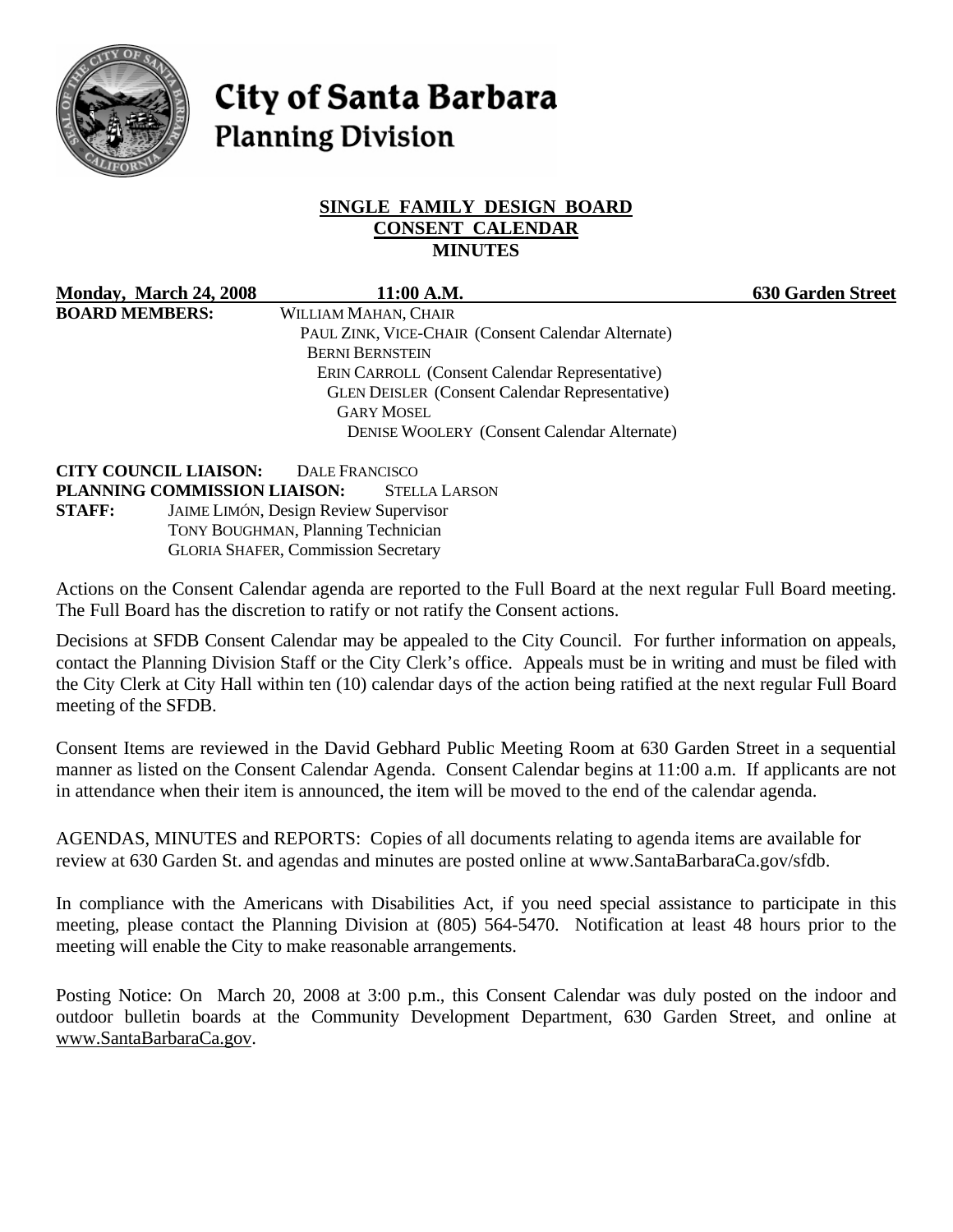# City of Santa Barbara
## Planning Division

**SINGLE FAMILY DESIGN BOARD**
**CONSENT CALENDAR**
**MINUTES**

**Monday, March 24, 2008** **11:00 A.M.** **630 Garden Street**

**BOARD MEMBERS:**
WILLIAM MAHAN, CHAIR
PAUL ZINK, VICE-CHAIR (Consent Calendar Alternate)
BERNI BERNSTEIN
ERIN CARROLL (Consent Calendar Representative)
GLEN DEISLER (Consent Calendar Representative)
GARY MOSEL
DENISE WOOLERY (Consent Calendar Alternate)

**CITY COUNCIL LIAISON:** DALE FRANCISCO
**PLANNING COMMISSION LIAISON:** STELLA LARSON
**STAFF:**
JAIME LIMÓN, Design Review Supervisor
TONY BOUGHMAN, Planning Technician
GLORIA SHAFER, Commission Secretary

Actions on the Consent Calendar agenda are reported to the Full Board at the next regular Full Board meeting. The Full Board has the discretion to ratify or not ratify the Consent actions.

Decisions at SFDB Consent Calendar may be appealed to the City Council. For further information on appeals, contact the Planning Division Staff or the City Clerk's office. Appeals must be in writing and must be filed with the City Clerk at City Hall within ten (10) calendar days of the action being ratified at the next regular Full Board meeting of the SFDB.

Consent Items are reviewed in the David Gebhard Public Meeting Room at 630 Garden Street in a sequential manner as listed on the Consent Calendar Agenda. Consent Calendar begins at 11:00 a.m. If applicants are not in attendance when their item is announced, the item will be moved to the end of the calendar agenda.

AGENDAS, MINUTES and REPORTS: Copies of all documents relating to agenda items are available for review at 630 Garden St. and agendas and minutes are posted online at www.SantaBarbaraCa.gov/sfdb.

In compliance with the Americans with Disabilities Act, if you need special assistance to participate in this meeting, please contact the Planning Division at (805) 564-5470. Notification at least 48 hours prior to the meeting will enable the City to make reasonable arrangements.

Posting Notice: On March 20, 2008 at 3:00 p.m., this Consent Calendar was duly posted on the indoor and outdoor bulletin boards at the Community Development Department, 630 Garden Street, and online at www.SantaBarbaraCa.gov.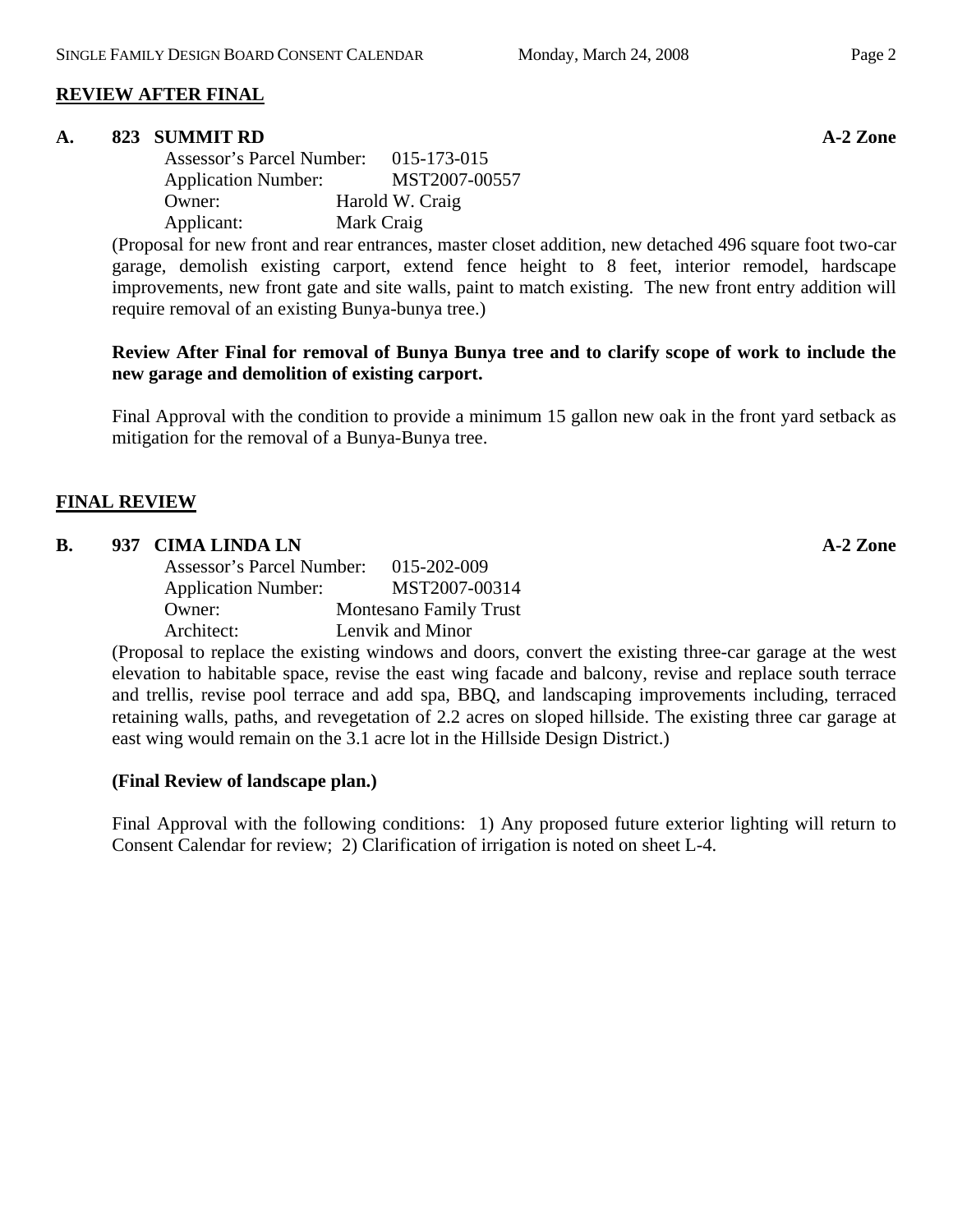## REVIEW AFTER FINAL

### A. 823 SUMMIT RD — A-2 Zone

Assessor's Parcel Number: 015-173-015
Application Number: MST2007-00557
Owner: Harold W. Craig
Applicant: Mark Craig

(Proposal for new front and rear entrances, master closet addition, new detached 496 square foot two-car garage, demolish existing carport, extend fence height to 8 feet, interior remodel, hardscape improvements, new front gate and site walls, paint to match existing. The new front entry addition will require removal of an existing Bunya-bunya tree.)

**Review After Final for removal of Bunya Bunya tree and to clarify scope of work to include the new garage and demolition of existing carport.**

Final Approval with the condition to provide a minimum 15 gallon new oak in the front yard setback as mitigation for the removal of a Bunya-Bunya tree.

## FINAL REVIEW

### B. 937 CIMA LINDA LN — A-2 Zone

Assessor's Parcel Number: 015-202-009
Application Number: MST2007-00314
Owner: Montesano Family Trust
Architect: Lenvik and Minor

(Proposal to replace the existing windows and doors, convert the existing three-car garage at the west elevation to habitable space, revise the east wing facade and balcony, revise and replace south terrace and trellis, revise pool terrace and add spa, BBQ, and landscaping improvements including, terraced retaining walls, paths, and revegetation of 2.2 acres on sloped hillside. The existing three car garage at east wing would remain on the 3.1 acre lot in the Hillside Design District.)

**(Final Review of landscape plan.)**

Final Approval with the following conditions: 1) Any proposed future exterior lighting will return to Consent Calendar for review; 2) Clarification of irrigation is noted on sheet L-4.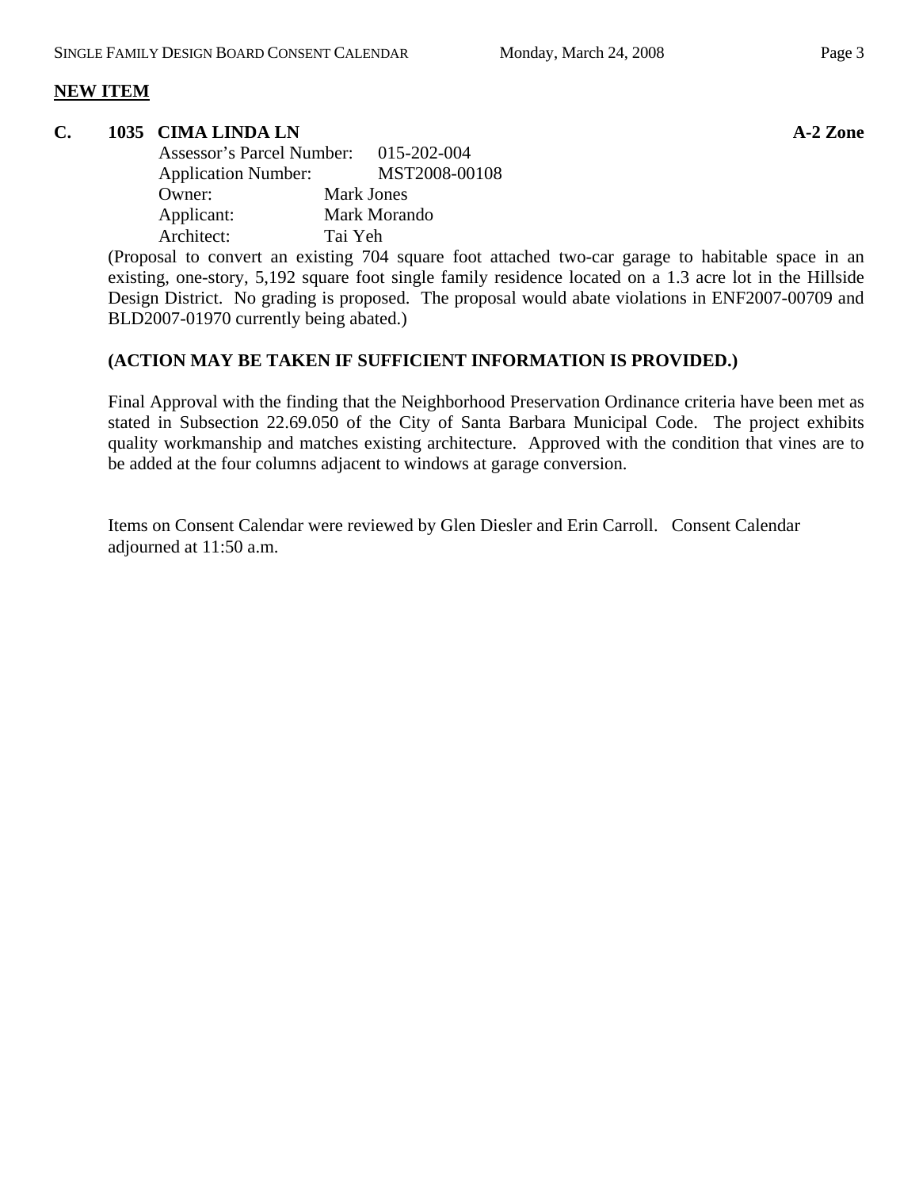## NEW ITEM

**C. 1035 CIMA LINDA LN** **A-2 Zone**

Assessor's Parcel Number: 015-202-004
Application Number: MST2008-00108
Owner: Mark Jones
Applicant: Mark Morando
Architect: Tai Yeh

(Proposal to convert an existing 704 square foot attached two-car garage to habitable space in an existing, one-story, 5,192 square foot single family residence located on a 1.3 acre lot in the Hillside Design District. No grading is proposed. The proposal would abate violations in ENF2007-00709 and BLD2007-01970 currently being abated.)

**(ACTION MAY BE TAKEN IF SUFFICIENT INFORMATION IS PROVIDED.)**

Final Approval with the finding that the Neighborhood Preservation Ordinance criteria have been met as stated in Subsection 22.69.050 of the City of Santa Barbara Municipal Code. The project exhibits quality workmanship and matches existing architecture. Approved with the condition that vines are to be added at the four columns adjacent to windows at garage conversion.

Items on Consent Calendar were reviewed by Glen Diesler and Erin Carroll. Consent Calendar adjourned at 11:50 a.m.